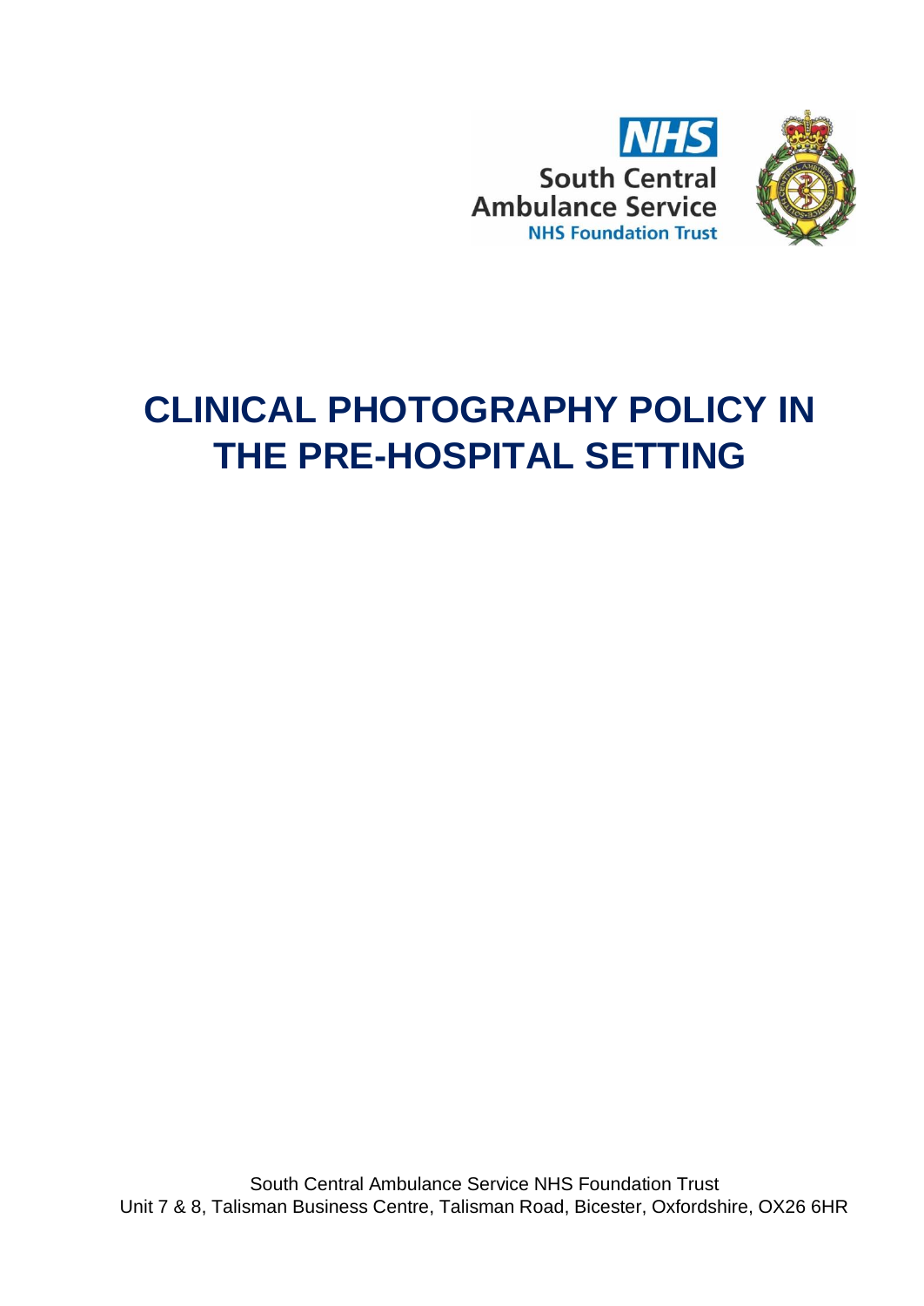NHS

South Central Ambulance Service

NHS Foundation Trust

# CLINICAL PHOTOGRAPHY POLICY IN THE PRE-HOSPITAL SETTING

South Central Ambulance Service NHS Foundation Trust

Unit 7 & 8, Talisman Business Centre, Talisman Road, Bicester, Oxfordshire, OX26 6HR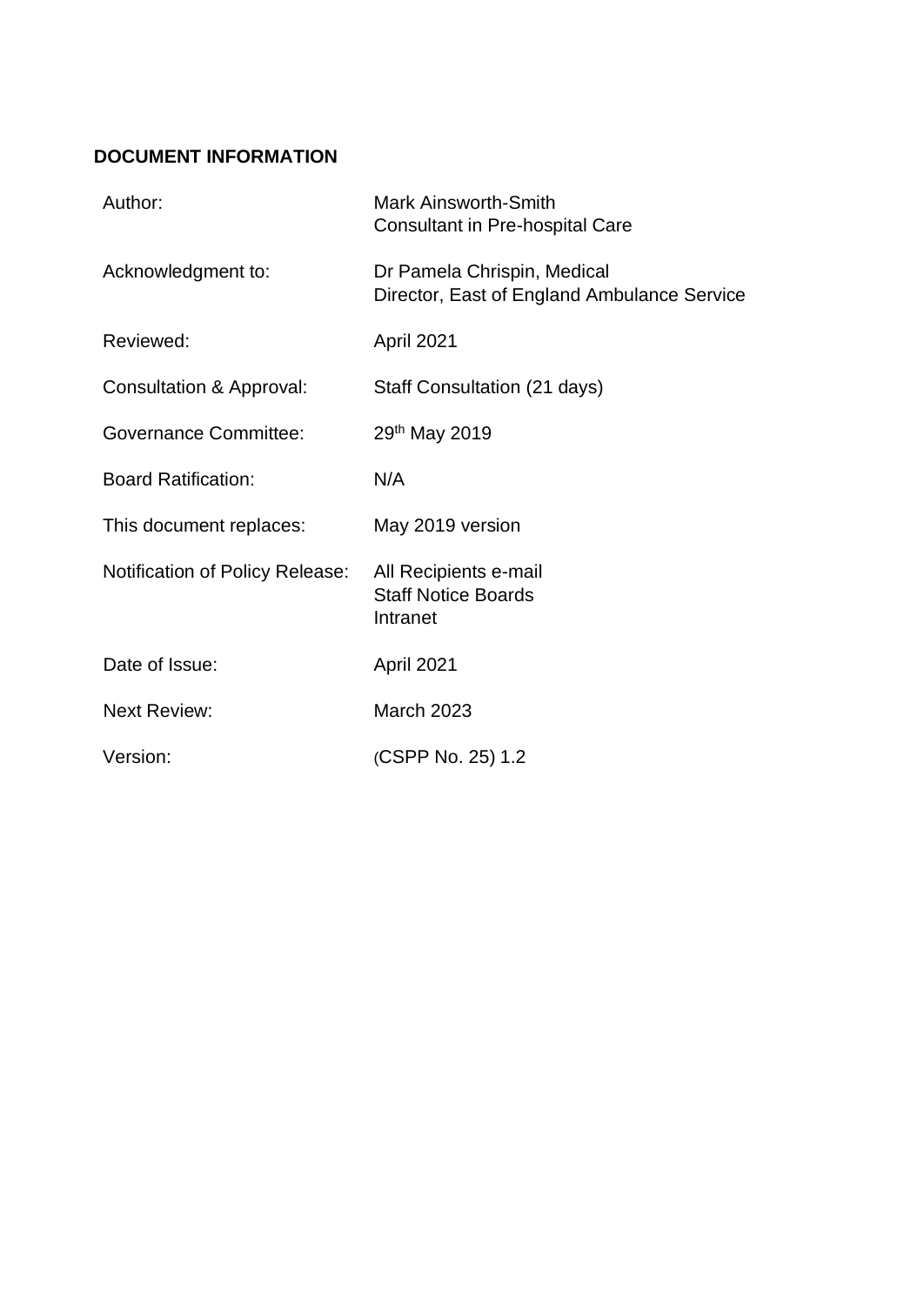**DOCUMENT INFORMATION**

| | |
|---|---|
| Author: | Mark Ainsworth-Smith<br>Consultant in Pre-hospital Care |
| Acknowledgment to: | Dr Pamela Chrispin, Medical<br>Director, East of England Ambulance Service |
| Reviewed: | April 2021 |
| Consultation & Approval: | Staff Consultation (21 days) |
| Governance Committee: | 29th May 2019 |
| Board Ratification: | N/A |
| This document replaces: | May 2019 version |
| Notification of Policy Release: | All Recipients e-mail<br>Staff Notice Boards<br>Intranet |
| Date of Issue: | April 2021 |
| Next Review: | March 2023 |
| Version: | (CSPP No. 25) 1.2 |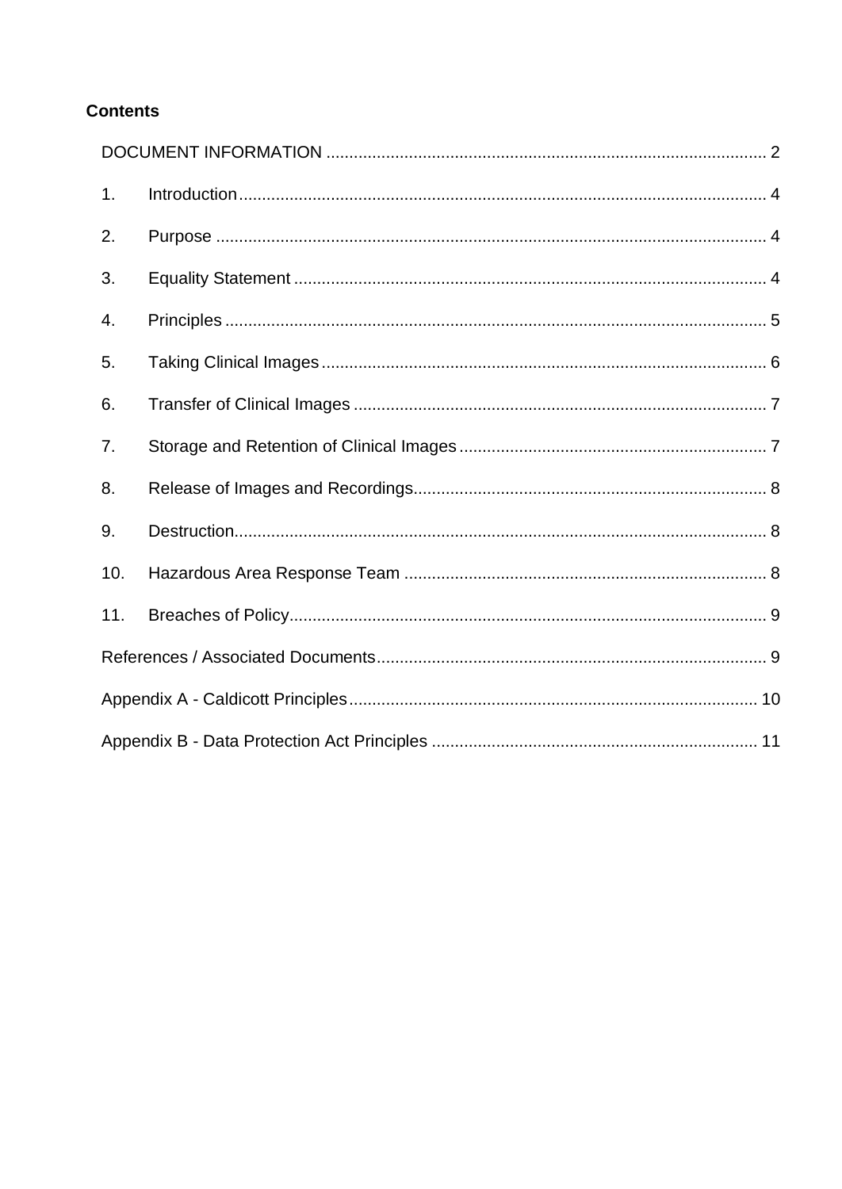**Contents**

DOCUMENT INFORMATION ............................................................................................... 2

1. Introduction................................................................................................................. 4

2. Purpose ...................................................................................................................... 4

3. Equality Statement ..................................................................................................... 4

4. Principles .................................................................................................................... 5

5. Taking Clinical Images ................................................................................................ 6

6. Transfer of Clinical Images ......................................................................................... 7

7. Storage and Retention of Clinical Images .................................................................. 7

8. Release of Images and Recordings............................................................................ 8

9. Destruction.................................................................................................................. 8

10. Hazardous Area Response Team .............................................................................. 8

11. Breaches of Policy....................................................................................................... 9

References / Associated Documents.................................................................................... 9

Appendix A - Caldicott Principles........................................................................................ 10

Appendix B - Data Protection Act Principles ...................................................................... 11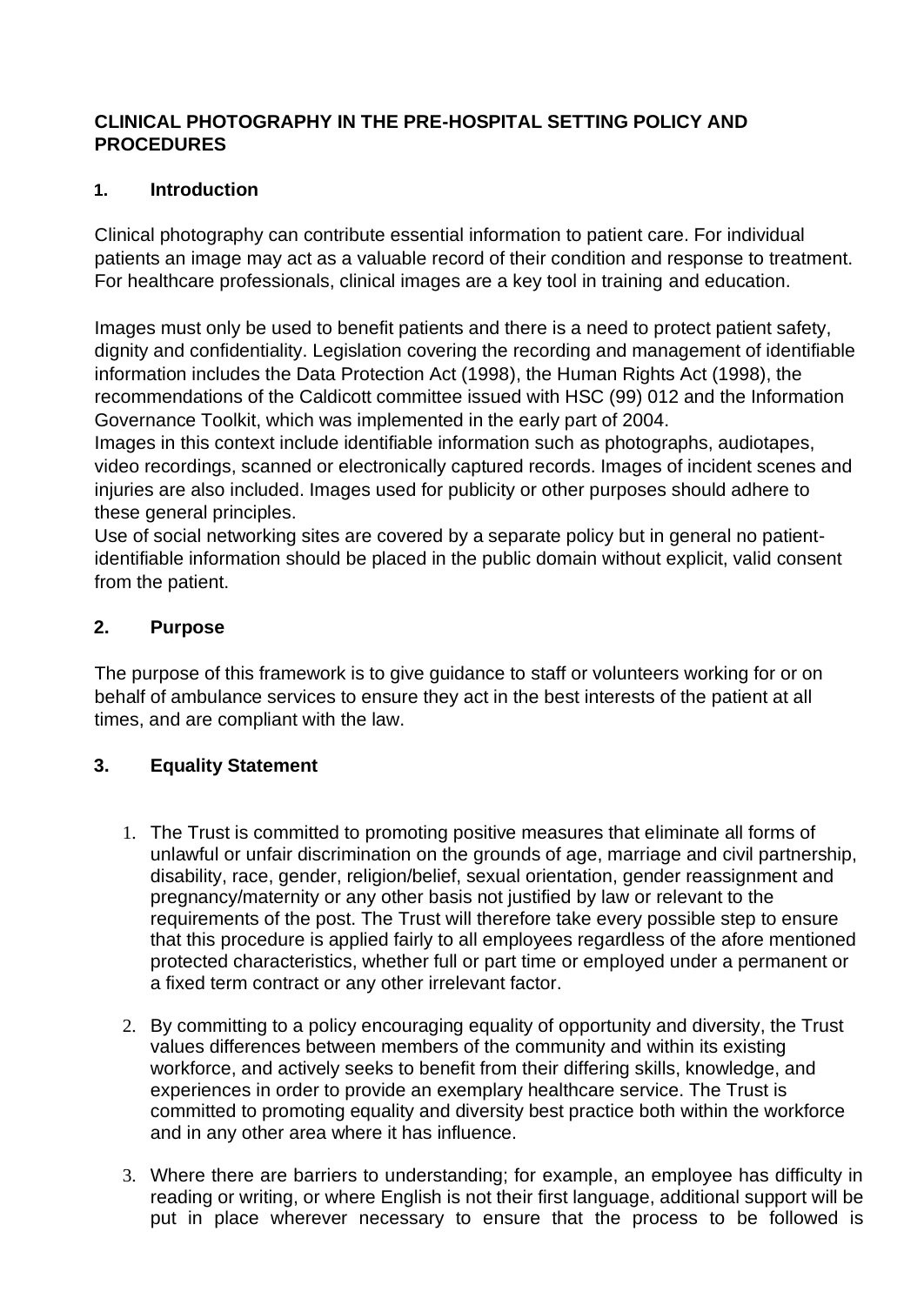## CLINICAL PHOTOGRAPHY IN THE PRE-HOSPITAL SETTING POLICY AND PROCEDURES

### 1. Introduction

Clinical photography can contribute essential information to patient care. For individual patients an image may act as a valuable record of their condition and response to treatment. For healthcare professionals, clinical images are a key tool in training and education.

Images must only be used to benefit patients and there is a need to protect patient safety, dignity and confidentiality. Legislation covering the recording and management of identifiable information includes the Data Protection Act (1998), the Human Rights Act (1998), the recommendations of the Caldicott committee issued with HSC (99) 012 and the Information Governance Toolkit, which was implemented in the early part of 2004.

Images in this context include identifiable information such as photographs, audiotapes, video recordings, scanned or electronically captured records. Images of incident scenes and injuries are also included. Images used for publicity or other purposes should adhere to these general principles.

Use of social networking sites are covered by a separate policy but in general no patient-identifiable information should be placed in the public domain without explicit, valid consent from the patient.

### 2. Purpose

The purpose of this framework is to give guidance to staff or volunteers working for or on behalf of ambulance services to ensure they act in the best interests of the patient at all times, and are compliant with the law.

### 3. Equality Statement

1. The Trust is committed to promoting positive measures that eliminate all forms of unlawful or unfair discrimination on the grounds of age, marriage and civil partnership, disability, race, gender, religion/belief, sexual orientation, gender reassignment and pregnancy/maternity or any other basis not justified by law or relevant to the requirements of the post. The Trust will therefore take every possible step to ensure that this procedure is applied fairly to all employees regardless of the afore mentioned protected characteristics, whether full or part time or employed under a permanent or a fixed term contract or any other irrelevant factor.

2. By committing to a policy encouraging equality of opportunity and diversity, the Trust values differences between members of the community and within its existing workforce, and actively seeks to benefit from their differing skills, knowledge, and experiences in order to provide an exemplary healthcare service. The Trust is committed to promoting equality and diversity best practice both within the workforce and in any other area where it has influence.

3. Where there are barriers to understanding; for example, an employee has difficulty in reading or writing, or where English is not their first language, additional support will be put in place wherever necessary to ensure that the process to be followed is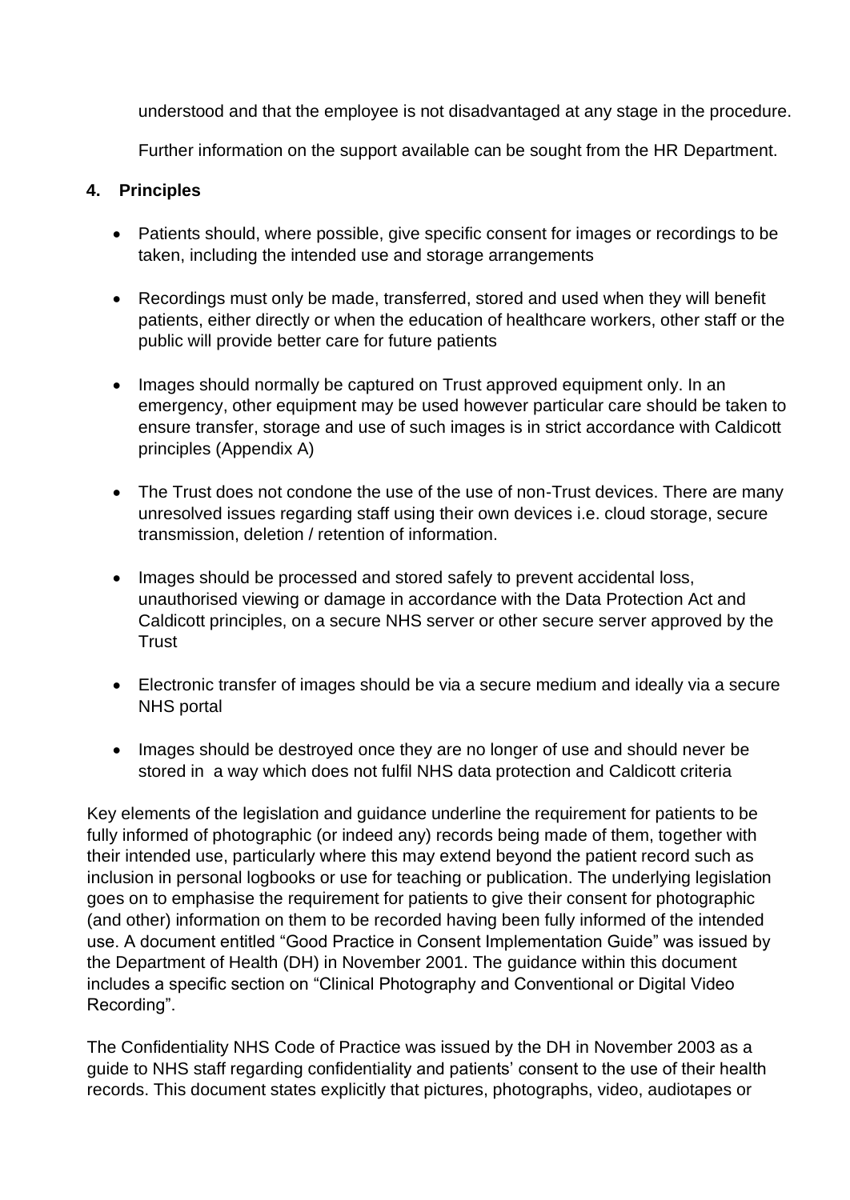understood and that the employee is not disadvantaged at any stage in the procedure.

Further information on the support available can be sought from the HR Department.

## 4. Principles

- Patients should, where possible, give specific consent for images or recordings to be taken, including the intended use and storage arrangements
- Recordings must only be made, transferred, stored and used when they will benefit patients, either directly or when the education of healthcare workers, other staff or the public will provide better care for future patients
- Images should normally be captured on Trust approved equipment only. In an emergency, other equipment may be used however particular care should be taken to ensure transfer, storage and use of such images is in strict accordance with Caldicott principles (Appendix A)
- The Trust does not condone the use of the use of non-Trust devices. There are many unresolved issues regarding staff using their own devices i.e. cloud storage, secure transmission, deletion / retention of information.
- Images should be processed and stored safely to prevent accidental loss, unauthorised viewing or damage in accordance with the Data Protection Act and Caldicott principles, on a secure NHS server or other secure server approved by the Trust
- Electronic transfer of images should be via a secure medium and ideally via a secure NHS portal
- Images should be destroyed once they are no longer of use and should never be stored in a way which does not fulfil NHS data protection and Caldicott criteria

Key elements of the legislation and guidance underline the requirement for patients to be fully informed of photographic (or indeed any) records being made of them, together with their intended use, particularly where this may extend beyond the patient record such as inclusion in personal logbooks or use for teaching or publication. The underlying legislation goes on to emphasise the requirement for patients to give their consent for photographic (and other) information on them to be recorded having been fully informed of the intended use. A document entitled "Good Practice in Consent Implementation Guide" was issued by the Department of Health (DH) in November 2001. The guidance within this document includes a specific section on "Clinical Photography and Conventional or Digital Video Recording".

The Confidentiality NHS Code of Practice was issued by the DH in November 2003 as a guide to NHS staff regarding confidentiality and patients' consent to the use of their health records. This document states explicitly that pictures, photographs, video, audiotapes or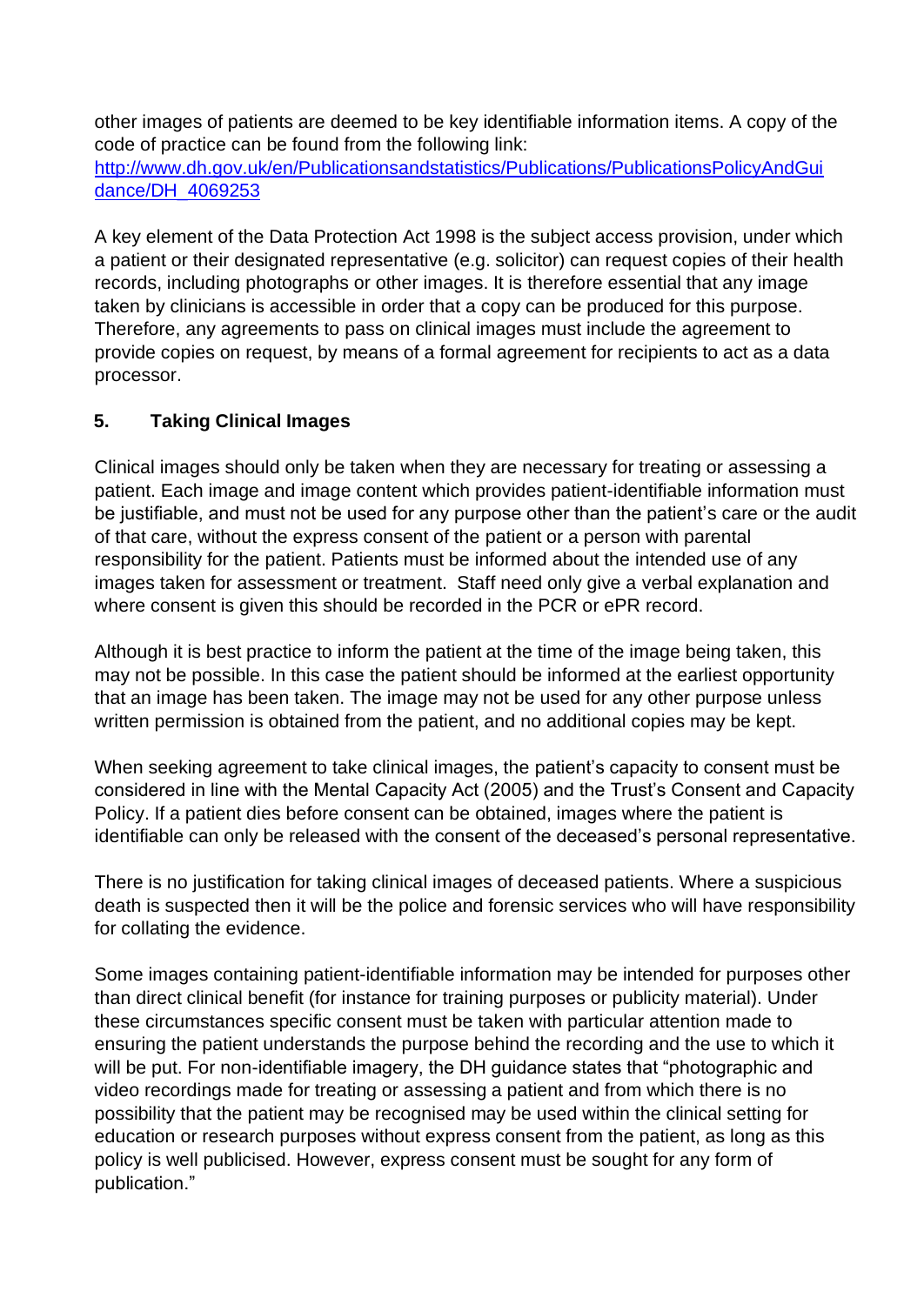other images of patients are deemed to be key identifiable information items. A copy of the code of practice can be found from the following link:
[http://www.dh.gov.uk/en/Publicationsandstatistics/Publications/PublicationsPolicyAndGuidance/DH_4069253](http://www.dh.gov.uk/en/Publicationsandstatistics/Publications/PublicationsPolicyAndGuidance/DH_4069253)

A key element of the Data Protection Act 1998 is the subject access provision, under which a patient or their designated representative (e.g. solicitor) can request copies of their health records, including photographs or other images. It is therefore essential that any image taken by clinicians is accessible in order that a copy can be produced for this purpose. Therefore, any agreements to pass on clinical images must include the agreement to provide copies on request, by means of a formal agreement for recipients to act as a data processor.

## 5. Taking Clinical Images

Clinical images should only be taken when they are necessary for treating or assessing a patient. Each image and image content which provides patient-identifiable information must be justifiable, and must not be used for any purpose other than the patient's care or the audit of that care, without the express consent of the patient or a person with parental responsibility for the patient. Patients must be informed about the intended use of any images taken for assessment or treatment. Staff need only give a verbal explanation and where consent is given this should be recorded in the PCR or ePR record.

Although it is best practice to inform the patient at the time of the image being taken, this may not be possible. In this case the patient should be informed at the earliest opportunity that an image has been taken. The image may not be used for any other purpose unless written permission is obtained from the patient, and no additional copies may be kept.

When seeking agreement to take clinical images, the patient's capacity to consent must be considered in line with the Mental Capacity Act (2005) and the Trust's Consent and Capacity Policy. If a patient dies before consent can be obtained, images where the patient is identifiable can only be released with the consent of the deceased's personal representative.

There is no justification for taking clinical images of deceased patients. Where a suspicious death is suspected then it will be the police and forensic services who will have responsibility for collating the evidence.

Some images containing patient-identifiable information may be intended for purposes other than direct clinical benefit (for instance for training purposes or publicity material). Under these circumstances specific consent must be taken with particular attention made to ensuring the patient understands the purpose behind the recording and the use to which it will be put. For non-identifiable imagery, the DH guidance states that "photographic and video recordings made for treating or assessing a patient and from which there is no possibility that the patient may be recognised may be used within the clinical setting for education or research purposes without express consent from the patient, as long as this policy is well publicised. However, express consent must be sought for any form of publication."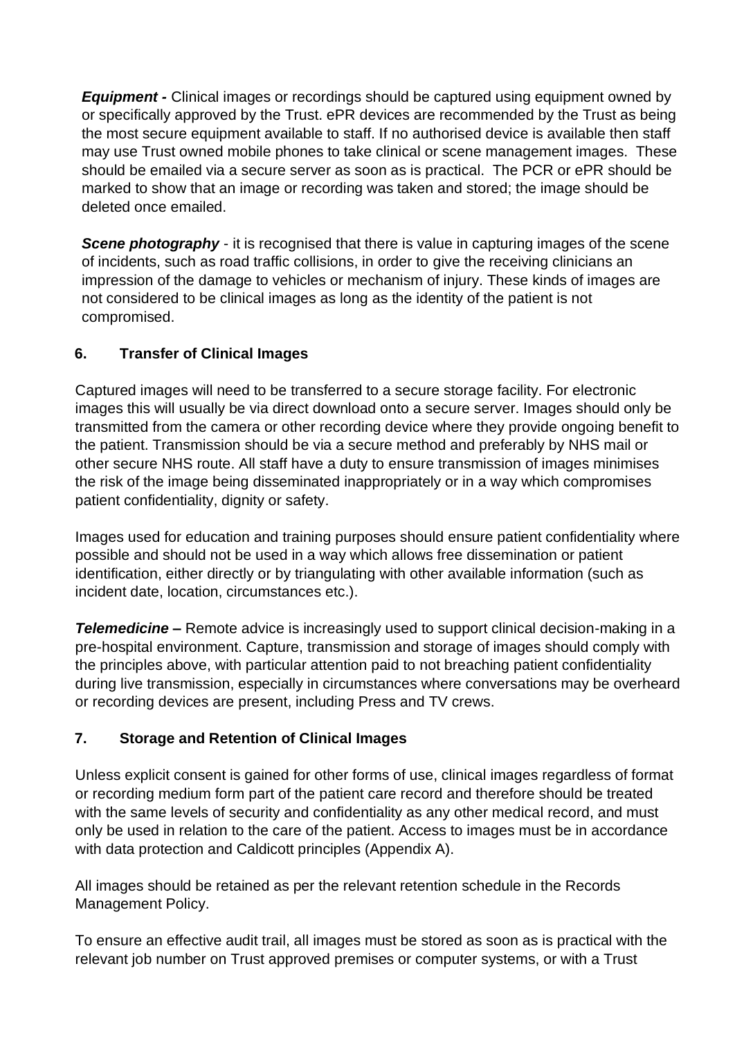***Equipment -*** Clinical images or recordings should be captured using equipment owned by or specifically approved by the Trust. ePR devices are recommended by the Trust as being the most secure equipment available to staff. If no authorised device is available then staff may use Trust owned mobile phones to take clinical or scene management images. These should be emailed via a secure server as soon as is practical. The PCR or ePR should be marked to show that an image or recording was taken and stored; the image should be deleted once emailed.

***Scene photography*** - it is recognised that there is value in capturing images of the scene of incidents, such as road traffic collisions, in order to give the receiving clinicians an impression of the damage to vehicles or mechanism of injury. These kinds of images are not considered to be clinical images as long as the identity of the patient is not compromised.

## 6. Transfer of Clinical Images

Captured images will need to be transferred to a secure storage facility. For electronic images this will usually be via direct download onto a secure server. Images should only be transmitted from the camera or other recording device where they provide ongoing benefit to the patient. Transmission should be via a secure method and preferably by NHS mail or other secure NHS route. All staff have a duty to ensure transmission of images minimises the risk of the image being disseminated inappropriately or in a way which compromises patient confidentiality, dignity or safety.

Images used for education and training purposes should ensure patient confidentiality where possible and should not be used in a way which allows free dissemination or patient identification, either directly or by triangulating with other available information (such as incident date, location, circumstances etc.).

***Telemedicine –*** Remote advice is increasingly used to support clinical decision-making in a pre-hospital environment. Capture, transmission and storage of images should comply with the principles above, with particular attention paid to not breaching patient confidentiality during live transmission, especially in circumstances where conversations may be overheard or recording devices are present, including Press and TV crews.

## 7. Storage and Retention of Clinical Images

Unless explicit consent is gained for other forms of use, clinical images regardless of format or recording medium form part of the patient care record and therefore should be treated with the same levels of security and confidentiality as any other medical record, and must only be used in relation to the care of the patient. Access to images must be in accordance with data protection and Caldicott principles (Appendix A).

All images should be retained as per the relevant retention schedule in the Records Management Policy.

To ensure an effective audit trail, all images must be stored as soon as is practical with the relevant job number on Trust approved premises or computer systems, or with a Trust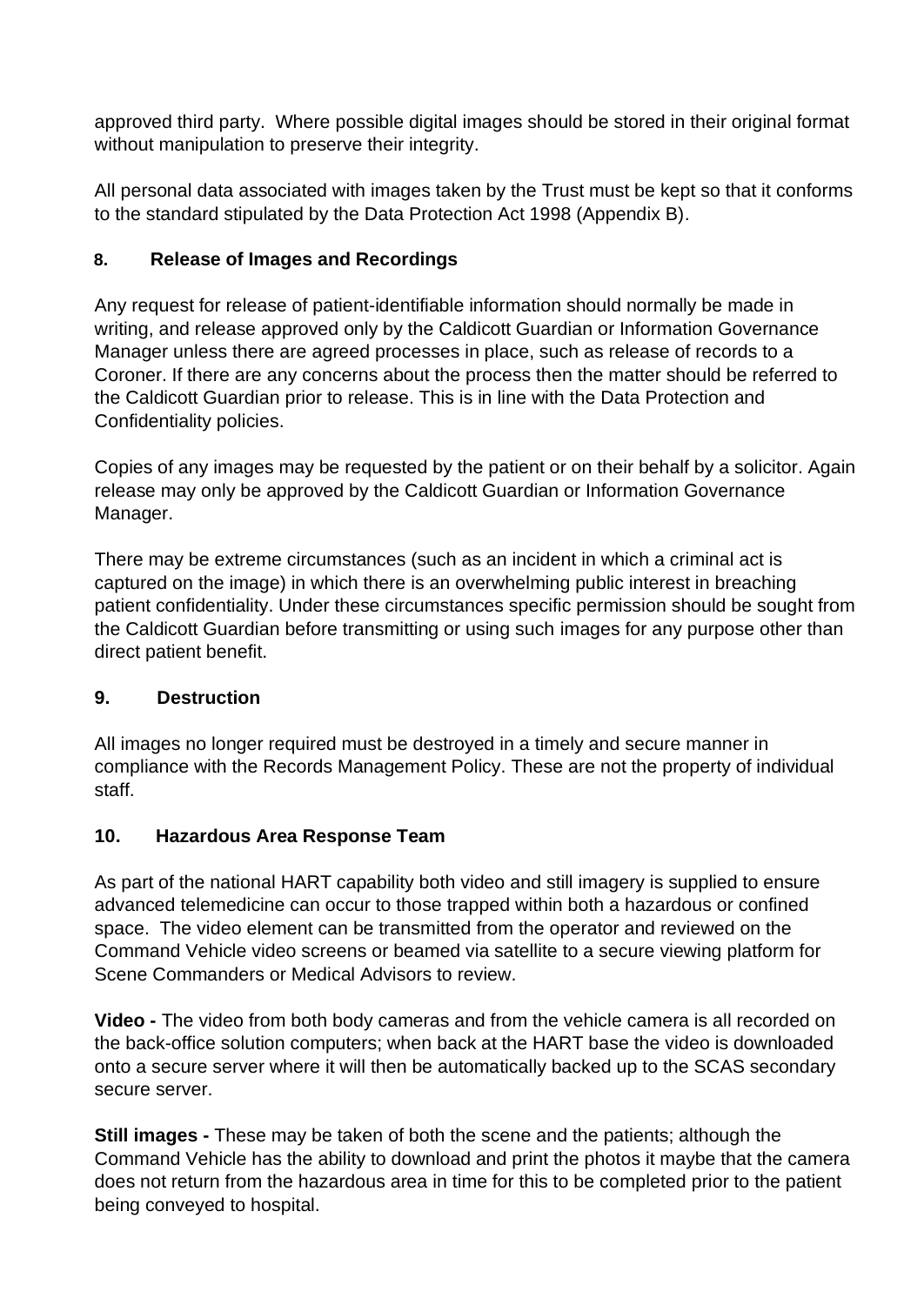approved third party. Where possible digital images should be stored in their original format without manipulation to preserve their integrity.

All personal data associated with images taken by the Trust must be kept so that it conforms to the standard stipulated by the Data Protection Act 1998 (Appendix B).

## 8. Release of Images and Recordings

Any request for release of patient-identifiable information should normally be made in writing, and release approved only by the Caldicott Guardian or Information Governance Manager unless there are agreed processes in place, such as release of records to a Coroner. If there are any concerns about the process then the matter should be referred to the Caldicott Guardian prior to release. This is in line with the Data Protection and Confidentiality policies.

Copies of any images may be requested by the patient or on their behalf by a solicitor. Again release may only be approved by the Caldicott Guardian or Information Governance Manager.

There may be extreme circumstances (such as an incident in which a criminal act is captured on the image) in which there is an overwhelming public interest in breaching patient confidentiality. Under these circumstances specific permission should be sought from the Caldicott Guardian before transmitting or using such images for any purpose other than direct patient benefit.

## 9. Destruction

All images no longer required must be destroyed in a timely and secure manner in compliance with the Records Management Policy. These are not the property of individual staff.

## 10. Hazardous Area Response Team

As part of the national HART capability both video and still imagery is supplied to ensure advanced telemedicine can occur to those trapped within both a hazardous or confined space. The video element can be transmitted from the operator and reviewed on the Command Vehicle video screens or beamed via satellite to a secure viewing platform for Scene Commanders or Medical Advisors to review.

**Video -** The video from both body cameras and from the vehicle camera is all recorded on the back-office solution computers; when back at the HART base the video is downloaded onto a secure server where it will then be automatically backed up to the SCAS secondary secure server.

**Still images -** These may be taken of both the scene and the patients; although the Command Vehicle has the ability to download and print the photos it maybe that the camera does not return from the hazardous area in time for this to be completed prior to the patient being conveyed to hospital.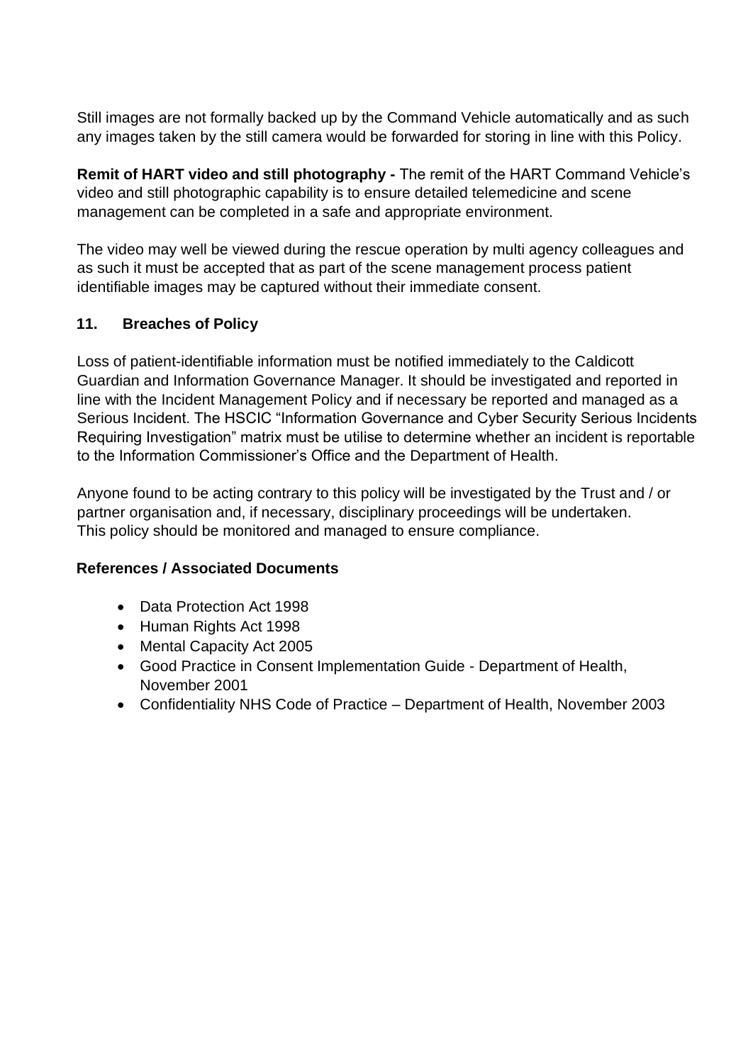Still images are not formally backed up by the Command Vehicle automatically and as such any images taken by the still camera would be forwarded for storing in line with this Policy.

**Remit of HART video and still photography -** The remit of the HART Command Vehicle's video and still photographic capability is to ensure detailed telemedicine and scene management can be completed in a safe and appropriate environment.

The video may well be viewed during the rescue operation by multi agency colleagues and as such it must be accepted that as part of the scene management process patient identifiable images may be captured without their immediate consent.

## 11. Breaches of Policy

Loss of patient-identifiable information must be notified immediately to the Caldicott Guardian and Information Governance Manager. It should be investigated and reported in line with the Incident Management Policy and if necessary be reported and managed as a Serious Incident. The HSCIC "Information Governance and Cyber Security Serious Incidents Requiring Investigation" matrix must be utilise to determine whether an incident is reportable to the Information Commissioner's Office and the Department of Health.

Anyone found to be acting contrary to this policy will be investigated by the Trust and / or partner organisation and, if necessary, disciplinary proceedings will be undertaken.
This policy should be monitored and managed to ensure compliance.

### References / Associated Documents

- Data Protection Act 1998
- Human Rights Act 1998
- Mental Capacity Act 2005
- Good Practice in Consent Implementation Guide - Department of Health, November 2001
- Confidentiality NHS Code of Practice – Department of Health, November 2003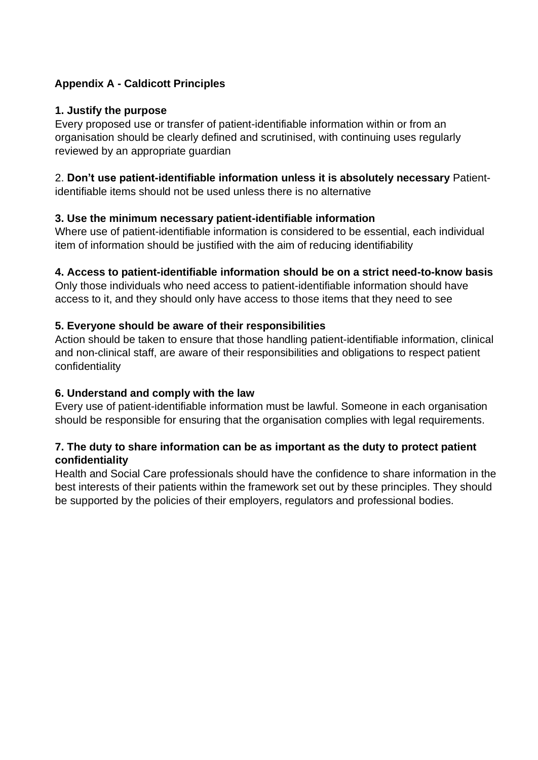## Appendix A - Caldicott Principles

**1. Justify the purpose**
Every proposed use or transfer of patient-identifiable information within or from an organisation should be clearly defined and scrutinised, with continuing uses regularly reviewed by an appropriate guardian

2. **Don't use patient-identifiable information unless it is absolutely necessary** Patient-identifiable items should not be used unless there is no alternative

**3. Use the minimum necessary patient-identifiable information**
Where use of patient-identifiable information is considered to be essential, each individual item of information should be justified with the aim of reducing identifiability

**4. Access to patient-identifiable information should be on a strict need-to-know basis**
Only those individuals who need access to patient-identifiable information should have access to it, and they should only have access to those items that they need to see

**5. Everyone should be aware of their responsibilities**
Action should be taken to ensure that those handling patient-identifiable information, clinical and non-clinical staff, are aware of their responsibilities and obligations to respect patient confidentiality

**6. Understand and comply with the law**
Every use of patient-identifiable information must be lawful. Someone in each organisation should be responsible for ensuring that the organisation complies with legal requirements.

**7. The duty to share information can be as important as the duty to protect patient confidentiality**
Health and Social Care professionals should have the confidence to share information in the best interests of their patients within the framework set out by these principles. They should be supported by the policies of their employers, regulators and professional bodies.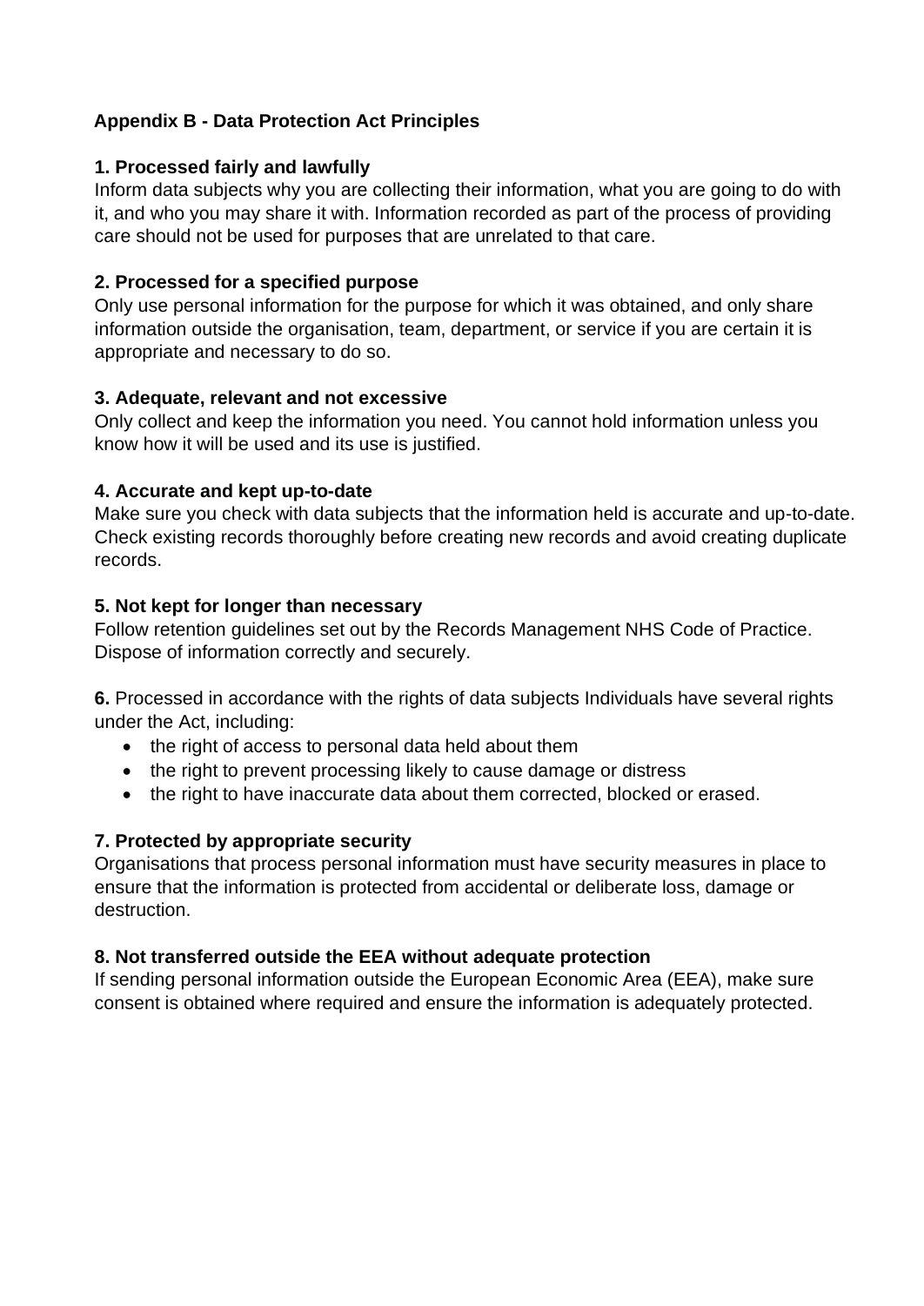## Appendix B - Data Protection Act Principles

**1. Processed fairly and lawfully**
Inform data subjects why you are collecting their information, what you are going to do with it, and who you may share it with. Information recorded as part of the process of providing care should not be used for purposes that are unrelated to that care.

**2. Processed for a specified purpose**
Only use personal information for the purpose for which it was obtained, and only share information outside the organisation, team, department, or service if you are certain it is appropriate and necessary to do so.

**3. Adequate, relevant and not excessive**
Only collect and keep the information you need. You cannot hold information unless you know how it will be used and its use is justified.

**4. Accurate and kept up-to-date**
Make sure you check with data subjects that the information held is accurate and up-to-date. Check existing records thoroughly before creating new records and avoid creating duplicate records.

**5. Not kept for longer than necessary**
Follow retention guidelines set out by the Records Management NHS Code of Practice. Dispose of information correctly and securely.

**6.** Processed in accordance with the rights of data subjects Individuals have several rights under the Act, including:

- the right of access to personal data held about them
- the right to prevent processing likely to cause damage or distress
- the right to have inaccurate data about them corrected, blocked or erased.

**7. Protected by appropriate security**
Organisations that process personal information must have security measures in place to ensure that the information is protected from accidental or deliberate loss, damage or destruction.

**8. Not transferred outside the EEA without adequate protection**
If sending personal information outside the European Economic Area (EEA), make sure consent is obtained where required and ensure the information is adequately protected.